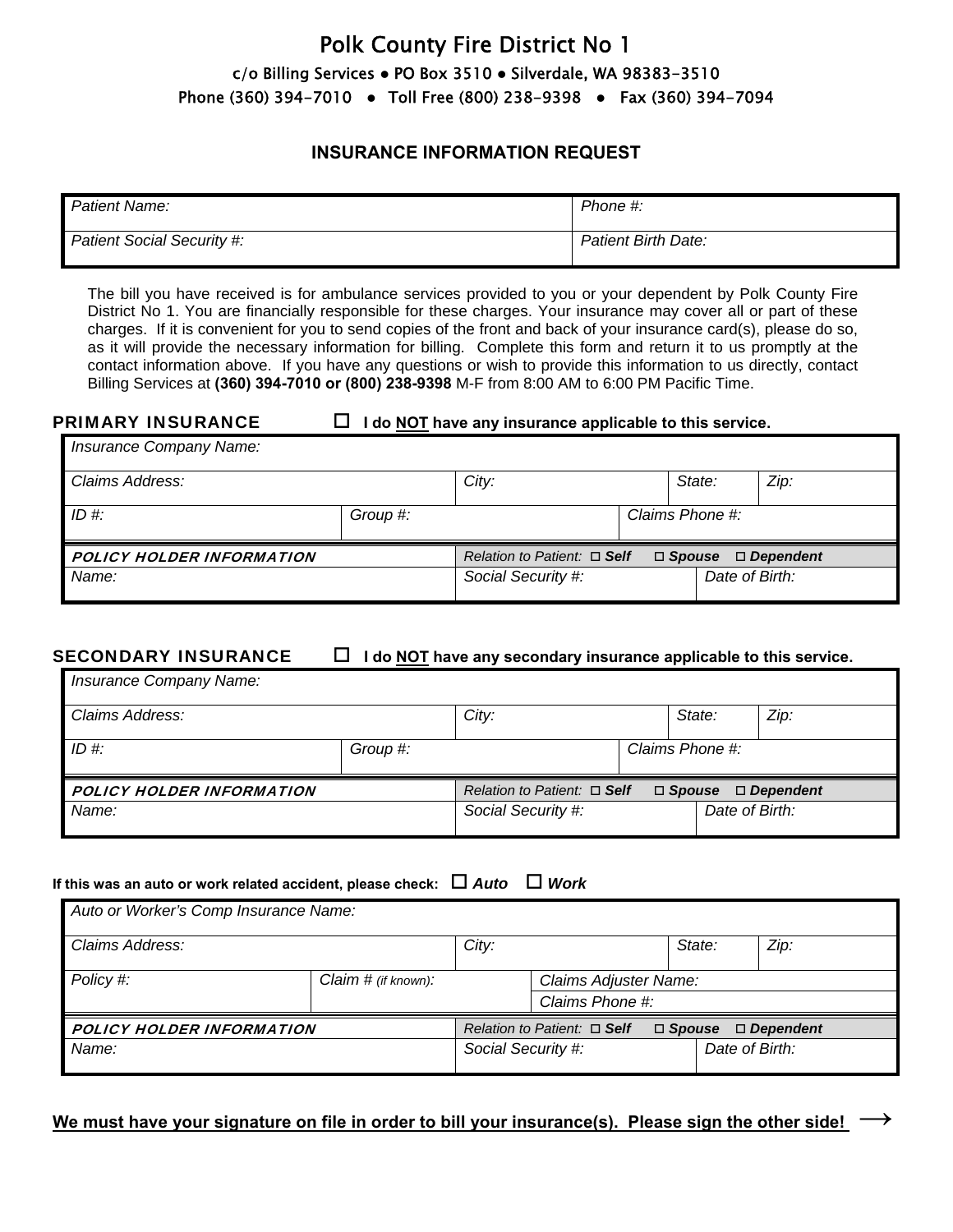# Polk County Fire District No 1

c/o Billing Services • PO Box 3510 • Silverdale, WA 98383-3510

Phone (360) 394-7010 • Toll Free (800) 238-9398 • Fax (360) 394-7094

## INSURANCE INFORMATION REQUEST

| *Patient Name:* | *Phone #:* |
|---|---|
| *Patient Social Security #:* | *Patient Birth Date:* |

The bill you have received is for ambulance services provided to you or your dependent by Polk County Fire District No 1. You are financially responsible for these charges. Your insurance may cover all or part of these charges. If it is convenient for you to send copies of the front and back of your insurance card(s), please do so, as it will provide the necessary information for billing. Complete this form and return it to us promptly at the contact information above. If you have any questions or wish to provide this information to us directly, contact Billing Services at **(360) 394-7010 or (800) 238-9398** M-F from 8:00 AM to 6:00 PM Pacific Time.

### PRIMARY INSURANCE

☐ **I do NOT have any insurance applicable to this service.**

| *Insurance Company Name:* | | | | | |
|---|---|---|---|---|---|
| *Claims Address:* | | *City:* | | *State:* | *Zip:* |
| *ID #:* | *Group #:* | | *Claims Phone #:* | | |
| ***POLICY HOLDER INFORMATION*** | | *Relation to Patient:* ☐ ***Self*** ☐ ***Spouse*** ☐ ***Dependent*** | | | |
| *Name:* | | *Social Security #:* | | *Date of Birth:* | |

### SECONDARY INSURANCE

☐ **I do NOT have any secondary insurance applicable to this service.**

| *Insurance Company Name:* | | | | | |
|---|---|---|---|---|---|
| *Claims Address:* | | *City:* | | *State:* | *Zip:* |
| *ID #:* | *Group #:* | | *Claims Phone #:* | | |
| ***POLICY HOLDER INFORMATION*** | | *Relation to Patient:* ☐ ***Self*** ☐ ***Spouse*** ☐ ***Dependent*** | | | |
| *Name:* | | *Social Security #:* | | *Date of Birth:* | |

**If this was an auto or work related accident, please check:** ☐ ***Auto*** ☐ ***Work***

| *Auto or Worker's Comp Insurance Name:* | | | | | |
|---|---|---|---|---|---|
| *Claims Address:* | | *City:* | | *State:* | *Zip:* |
| *Policy #:* | *Claim # (if known):* | | *Claims Adjuster Name:* | | |
| | | | *Claims Phone #:* | | |
| ***POLICY HOLDER INFORMATION*** | | *Relation to Patient:* ☐ ***Self*** ☐ ***Spouse*** ☐ ***Dependent*** | | | |
| *Name:* | | *Social Security #:* | | *Date of Birth:* | |

**We must have your signature on file in order to bill your insurance(s). Please sign the other side!** ⟶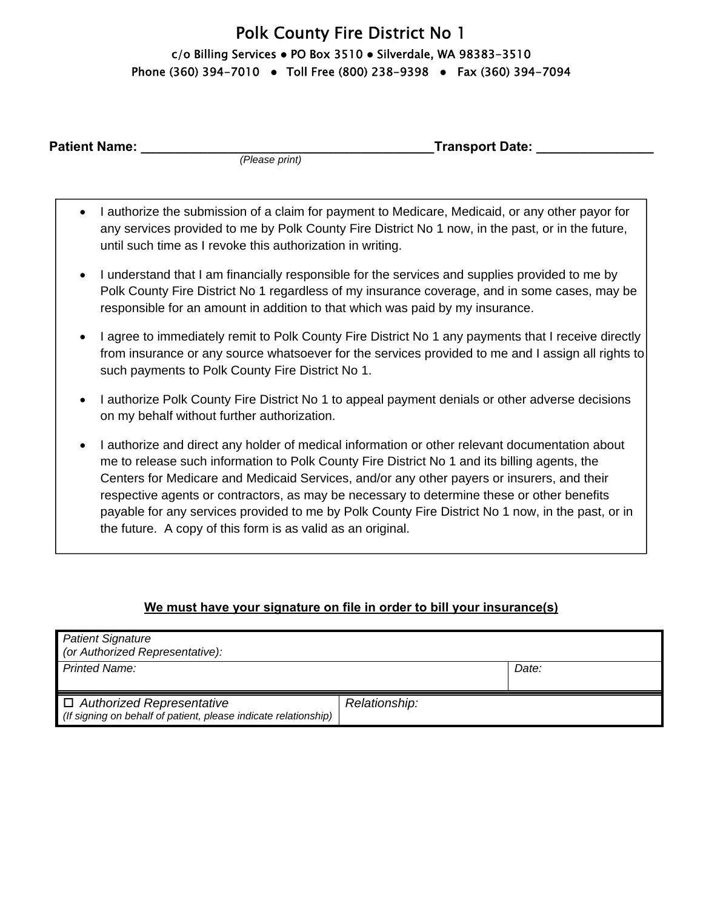# Polk County Fire District No 1

c/o Billing Services ● PO Box 3510 ● Silverdale, WA 98383-3510

Phone (360) 394-7010 ● Toll Free (800) 238-9398 ● Fax (360) 394-7094

**Patient Name:** ________________________________________ **Transport Date:** ________________

*(Please print)*

- I authorize the submission of a claim for payment to Medicare, Medicaid, or any other payor for any services provided to me by Polk County Fire District No 1 now, in the past, or in the future, until such time as I revoke this authorization in writing.
- I understand that I am financially responsible for the services and supplies provided to me by Polk County Fire District No 1 regardless of my insurance coverage, and in some cases, may be responsible for an amount in addition to that which was paid by my insurance.
- I agree to immediately remit to Polk County Fire District No 1 any payments that I receive directly from insurance or any source whatsoever for the services provided to me and I assign all rights to such payments to Polk County Fire District No 1.
- I authorize Polk County Fire District No 1 to appeal payment denials or other adverse decisions on my behalf without further authorization.
- I authorize and direct any holder of medical information or other relevant documentation about me to release such information to Polk County Fire District No 1 and its billing agents, the Centers for Medicare and Medicaid Services, and/or any other payers or insurers, and their respective agents or contractors, as may be necessary to determine these or other benefits payable for any services provided to me by Polk County Fire District No 1 now, in the past, or in the future. A copy of this form is as valid as an original.

**We must have your signature on file in order to bill your insurance(s)**

| | |
|---|---|
| *Patient Signature (or Authorized Representative):* | |
| *Printed Name:* | *Date:* |

| | |
|---|---|
| ☐ *Authorized Representative* *(If signing on behalf of patient, please indicate relationship)* | *Relationship:* |